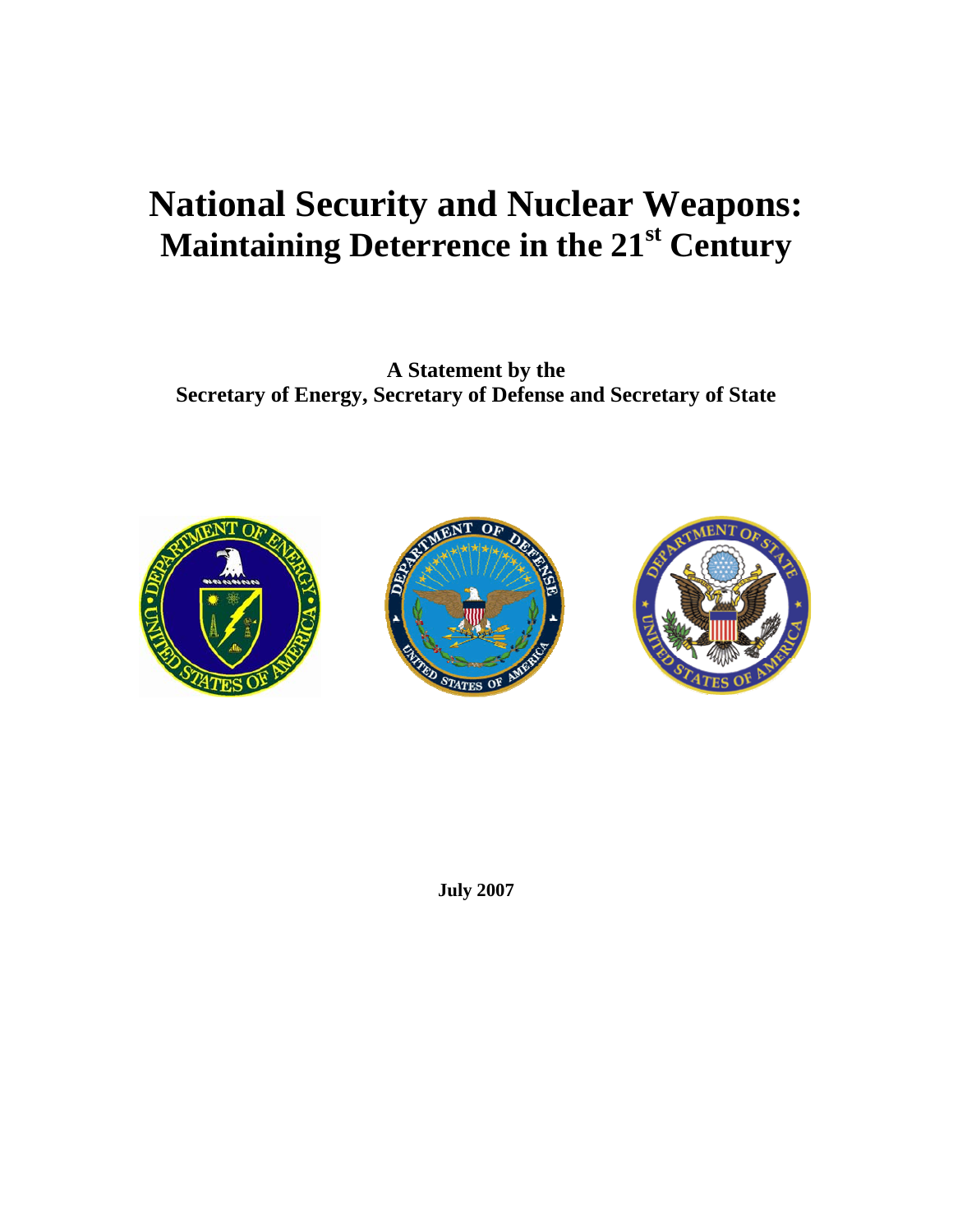# National Security and Nuclear Weapons: Maintaining Deterrence in the 21st Century

**A Statement by the**
**Secretary of Energy, Secretary of Defense and Secretary of State**

**July 2007**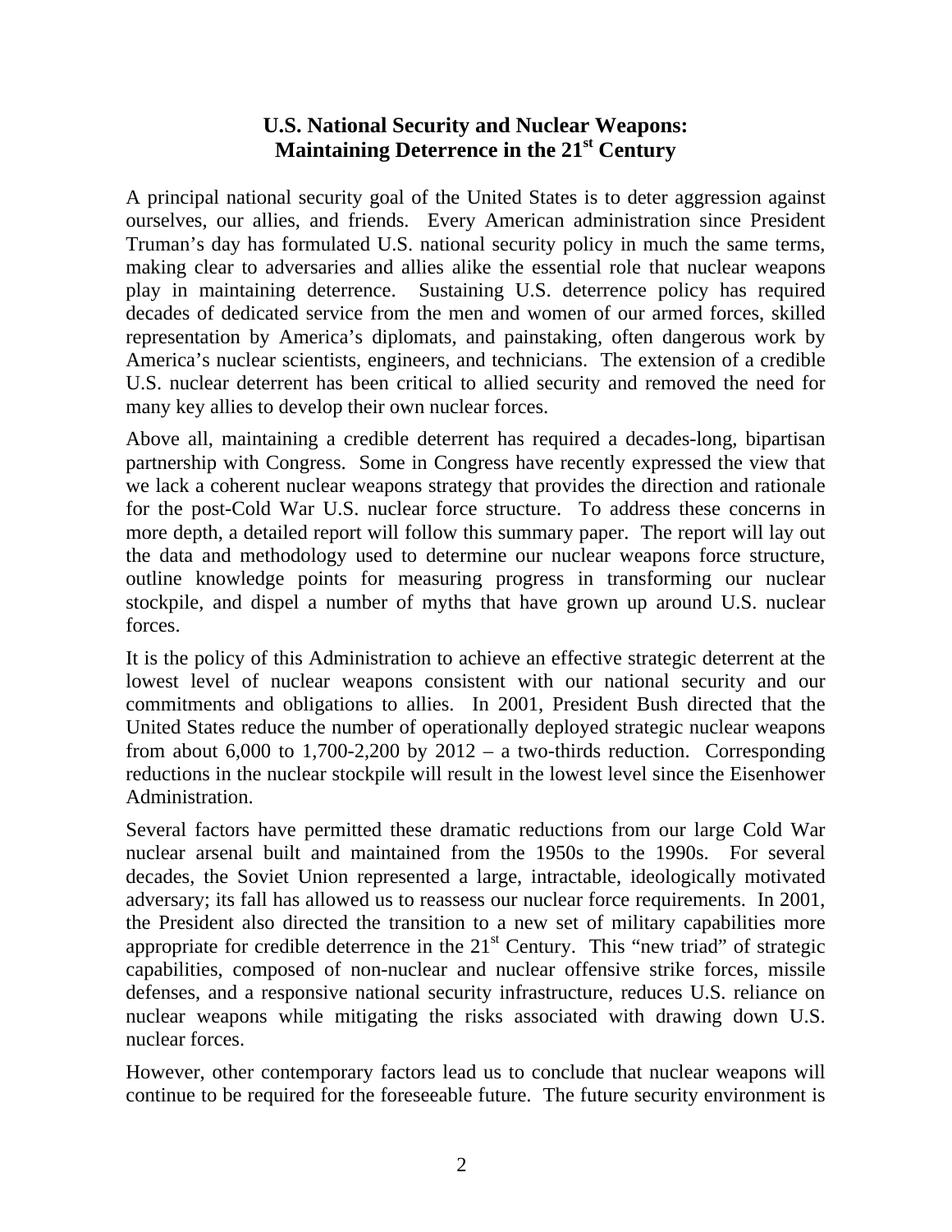# U.S. National Security and Nuclear Weapons: Maintaining Deterrence in the 21st Century

A principal national security goal of the United States is to deter aggression against ourselves, our allies, and friends. Every American administration since President Truman's day has formulated U.S. national security policy in much the same terms, making clear to adversaries and allies alike the essential role that nuclear weapons play in maintaining deterrence. Sustaining U.S. deterrence policy has required decades of dedicated service from the men and women of our armed forces, skilled representation by America's diplomats, and painstaking, often dangerous work by America's nuclear scientists, engineers, and technicians. The extension of a credible U.S. nuclear deterrent has been critical to allied security and removed the need for many key allies to develop their own nuclear forces.

Above all, maintaining a credible deterrent has required a decades-long, bipartisan partnership with Congress. Some in Congress have recently expressed the view that we lack a coherent nuclear weapons strategy that provides the direction and rationale for the post-Cold War U.S. nuclear force structure. To address these concerns in more depth, a detailed report will follow this summary paper. The report will lay out the data and methodology used to determine our nuclear weapons force structure, outline knowledge points for measuring progress in transforming our nuclear stockpile, and dispel a number of myths that have grown up around U.S. nuclear forces.

It is the policy of this Administration to achieve an effective strategic deterrent at the lowest level of nuclear weapons consistent with our national security and our commitments and obligations to allies. In 2001, President Bush directed that the United States reduce the number of operationally deployed strategic nuclear weapons from about 6,000 to 1,700-2,200 by 2012 – a two-thirds reduction. Corresponding reductions in the nuclear stockpile will result in the lowest level since the Eisenhower Administration.

Several factors have permitted these dramatic reductions from our large Cold War nuclear arsenal built and maintained from the 1950s to the 1990s. For several decades, the Soviet Union represented a large, intractable, ideologically motivated adversary; its fall has allowed us to reassess our nuclear force requirements. In 2001, the President also directed the transition to a new set of military capabilities more appropriate for credible deterrence in the 21st Century. This "new triad" of strategic capabilities, composed of non-nuclear and nuclear offensive strike forces, missile defenses, and a responsive national security infrastructure, reduces U.S. reliance on nuclear weapons while mitigating the risks associated with drawing down U.S. nuclear forces.

However, other contemporary factors lead us to conclude that nuclear weapons will continue to be required for the foreseeable future. The future security environment is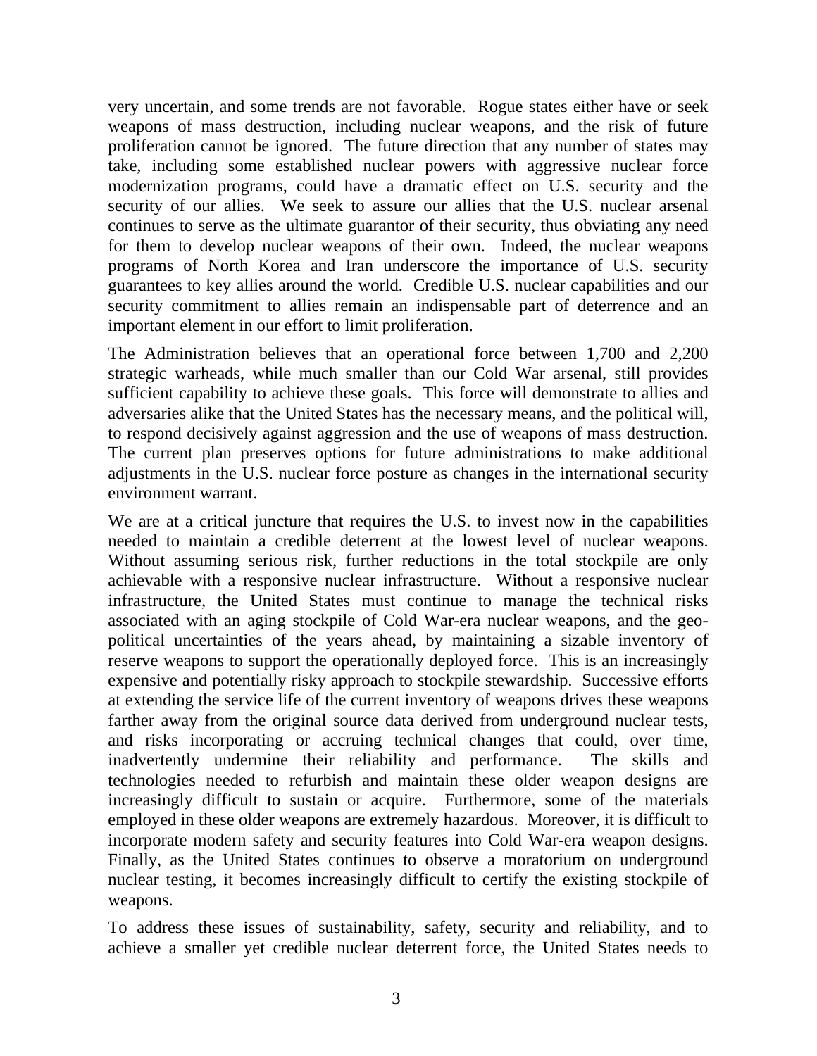very uncertain, and some trends are not favorable. Rogue states either have or seek weapons of mass destruction, including nuclear weapons, and the risk of future proliferation cannot be ignored. The future direction that any number of states may take, including some established nuclear powers with aggressive nuclear force modernization programs, could have a dramatic effect on U.S. security and the security of our allies. We seek to assure our allies that the U.S. nuclear arsenal continues to serve as the ultimate guarantor of their security, thus obviating any need for them to develop nuclear weapons of their own. Indeed, the nuclear weapons programs of North Korea and Iran underscore the importance of U.S. security guarantees to key allies around the world. Credible U.S. nuclear capabilities and our security commitment to allies remain an indispensable part of deterrence and an important element in our effort to limit proliferation.

The Administration believes that an operational force between 1,700 and 2,200 strategic warheads, while much smaller than our Cold War arsenal, still provides sufficient capability to achieve these goals. This force will demonstrate to allies and adversaries alike that the United States has the necessary means, and the political will, to respond decisively against aggression and the use of weapons of mass destruction. The current plan preserves options for future administrations to make additional adjustments in the U.S. nuclear force posture as changes in the international security environment warrant.

We are at a critical juncture that requires the U.S. to invest now in the capabilities needed to maintain a credible deterrent at the lowest level of nuclear weapons. Without assuming serious risk, further reductions in the total stockpile are only achievable with a responsive nuclear infrastructure. Without a responsive nuclear infrastructure, the United States must continue to manage the technical risks associated with an aging stockpile of Cold War-era nuclear weapons, and the geo-political uncertainties of the years ahead, by maintaining a sizable inventory of reserve weapons to support the operationally deployed force. This is an increasingly expensive and potentially risky approach to stockpile stewardship. Successive efforts at extending the service life of the current inventory of weapons drives these weapons farther away from the original source data derived from underground nuclear tests, and risks incorporating or accruing technical changes that could, over time, inadvertently undermine their reliability and performance. The skills and technologies needed to refurbish and maintain these older weapon designs are increasingly difficult to sustain or acquire. Furthermore, some of the materials employed in these older weapons are extremely hazardous. Moreover, it is difficult to incorporate modern safety and security features into Cold War-era weapon designs. Finally, as the United States continues to observe a moratorium on underground nuclear testing, it becomes increasingly difficult to certify the existing stockpile of weapons.

To address these issues of sustainability, safety, security and reliability, and to achieve a smaller yet credible nuclear deterrent force, the United States needs to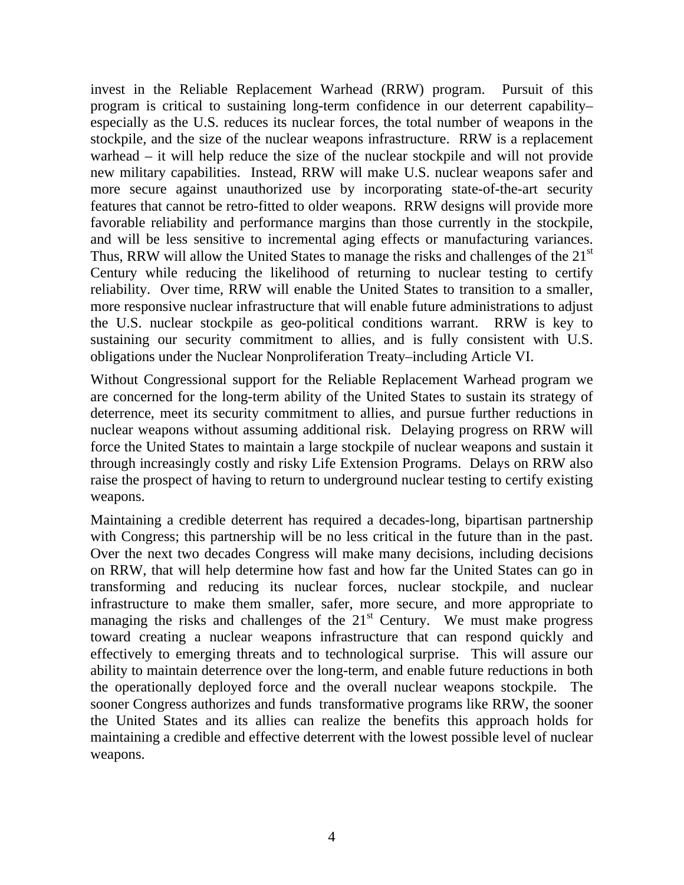invest in the Reliable Replacement Warhead (RRW) program. Pursuit of this program is critical to sustaining long-term confidence in our deterrent capability– especially as the U.S. reduces its nuclear forces, the total number of weapons in the stockpile, and the size of the nuclear weapons infrastructure. RRW is a replacement warhead – it will help reduce the size of the nuclear stockpile and will not provide new military capabilities. Instead, RRW will make U.S. nuclear weapons safer and more secure against unauthorized use by incorporating state-of-the-art security features that cannot be retro-fitted to older weapons. RRW designs will provide more favorable reliability and performance margins than those currently in the stockpile, and will be less sensitive to incremental aging effects or manufacturing variances. Thus, RRW will allow the United States to manage the risks and challenges of the 21st Century while reducing the likelihood of returning to nuclear testing to certify reliability. Over time, RRW will enable the United States to transition to a smaller, more responsive nuclear infrastructure that will enable future administrations to adjust the U.S. nuclear stockpile as geo-political conditions warrant. RRW is key to sustaining our security commitment to allies, and is fully consistent with U.S. obligations under the Nuclear Nonproliferation Treaty–including Article VI.

Without Congressional support for the Reliable Replacement Warhead program we are concerned for the long-term ability of the United States to sustain its strategy of deterrence, meet its security commitment to allies, and pursue further reductions in nuclear weapons without assuming additional risk. Delaying progress on RRW will force the United States to maintain a large stockpile of nuclear weapons and sustain it through increasingly costly and risky Life Extension Programs. Delays on RRW also raise the prospect of having to return to underground nuclear testing to certify existing weapons.

Maintaining a credible deterrent has required a decades-long, bipartisan partnership with Congress; this partnership will be no less critical in the future than in the past. Over the next two decades Congress will make many decisions, including decisions on RRW, that will help determine how fast and how far the United States can go in transforming and reducing its nuclear forces, nuclear stockpile, and nuclear infrastructure to make them smaller, safer, more secure, and more appropriate to managing the risks and challenges of the 21st Century. We must make progress toward creating a nuclear weapons infrastructure that can respond quickly and effectively to emerging threats and to technological surprise. This will assure our ability to maintain deterrence over the long-term, and enable future reductions in both the operationally deployed force and the overall nuclear weapons stockpile. The sooner Congress authorizes and funds transformative programs like RRW, the sooner the United States and its allies can realize the benefits this approach holds for maintaining a credible and effective deterrent with the lowest possible level of nuclear weapons.